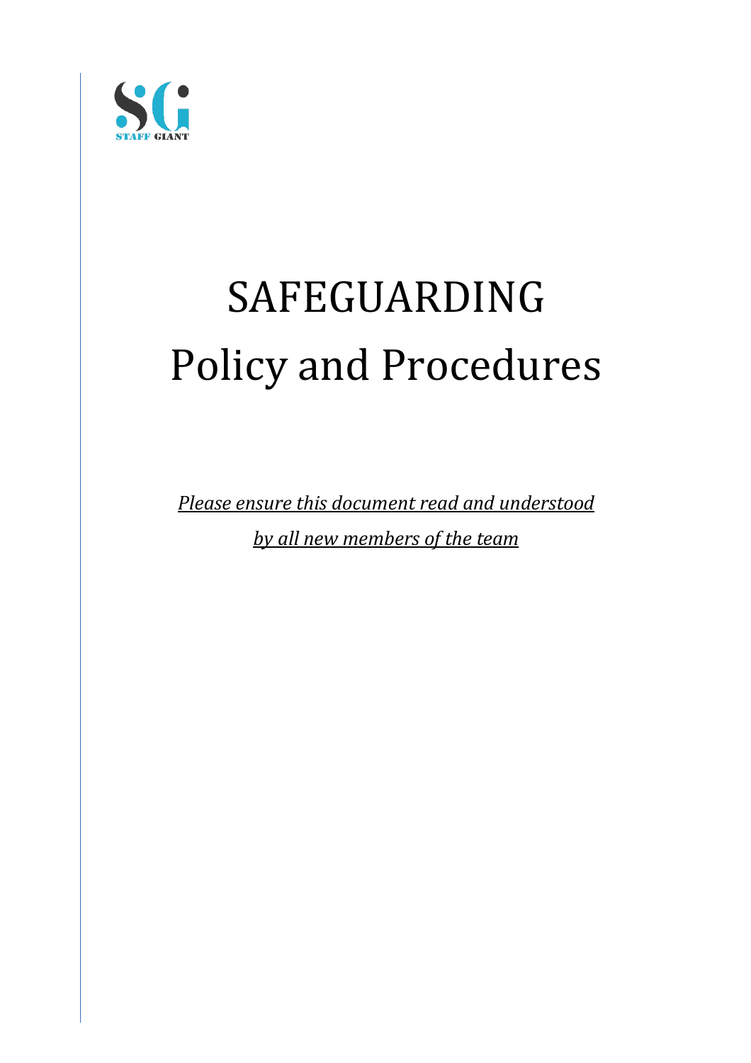STAFF GIANT

# SAFEGUARDING
# Policy and Procedures

*Please ensure this document read and understood*

*by all new members of the team*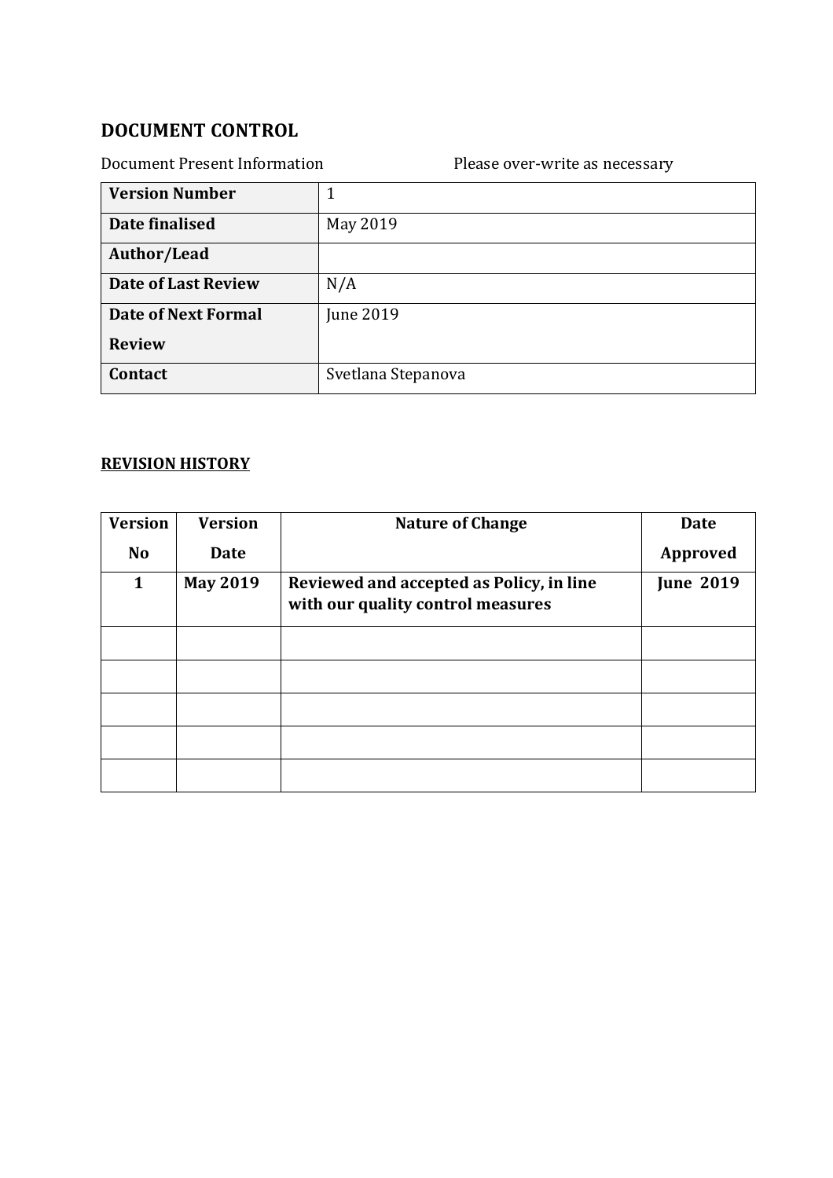## DOCUMENT CONTROL

Document Present Information — Please over-write as necessary

| **Version Number** | 1 |
|---|---|
| **Date finalised** | May 2019 |
| **Author/Lead** | |
| **Date of Last Review** | N/A |
| **Date of Next Formal Review** | June 2019 |
| **Contact** | Svetlana Stepanova |

**REVISION HISTORY**

| Version No | Version Date | Nature of Change | Date Approved |
|---|---|---|---|
| **1** | **May 2019** | **Reviewed and accepted as Policy, in line with our quality control measures** | **June 2019** |
| | | | |
| | | | |
| | | | |
| | | | |
| | | | |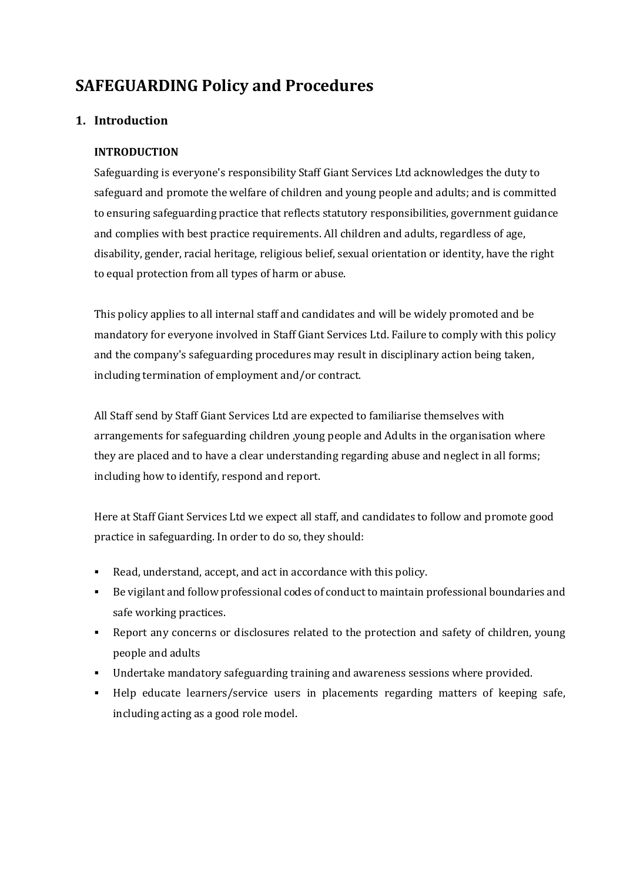# SAFEGUARDING Policy and Procedures

## 1. Introduction

### INTRODUCTION

Safeguarding is everyone's responsibility Staff Giant Services Ltd acknowledges the duty to safeguard and promote the welfare of children and young people and adults; and is committed to ensuring safeguarding practice that reflects statutory responsibilities, government guidance and complies with best practice requirements. All children and adults, regardless of age, disability, gender, racial heritage, religious belief, sexual orientation or identity, have the right to equal protection from all types of harm or abuse.

This policy applies to all internal staff and candidates and will be widely promoted and be mandatory for everyone involved in Staff Giant Services Ltd. Failure to comply with this policy and the company's safeguarding procedures may result in disciplinary action being taken, including termination of employment and/or contract.

All Staff send by Staff Giant Services Ltd are expected to familiarise themselves with arrangements for safeguarding children ,young people and Adults in the organisation where they are placed and to have a clear understanding regarding abuse and neglect in all forms; including how to identify, respond and report.

Here at Staff Giant Services Ltd we expect all staff, and candidates to follow and promote good practice in safeguarding. In order to do so, they should:

- Read, understand, accept, and act in accordance with this policy.
- Be vigilant and follow professional codes of conduct to maintain professional boundaries and safe working practices.
- Report any concerns or disclosures related to the protection and safety of children, young people and adults
- Undertake mandatory safeguarding training and awareness sessions where provided.
- Help educate learners/service users in placements regarding matters of keeping safe, including acting as a good role model.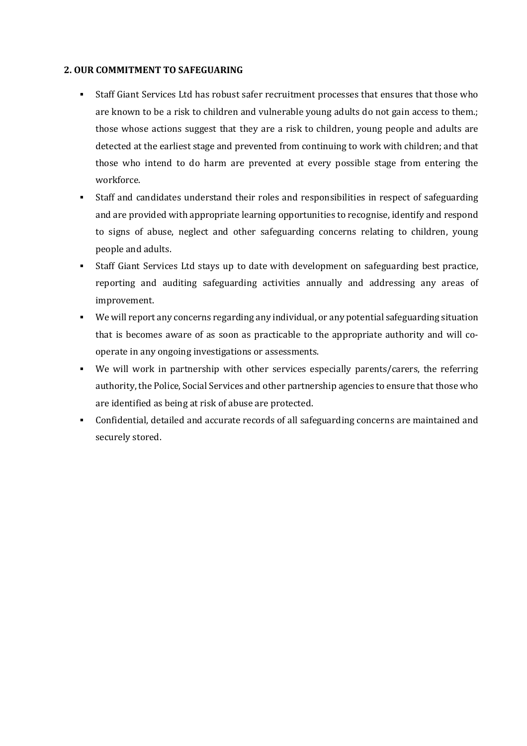## 2. OUR COMMITMENT TO SAFEGUARING

- Staff Giant Services Ltd has robust safer recruitment processes that ensures that those who are known to be a risk to children and vulnerable young adults do not gain access to them.; those whose actions suggest that they are a risk to children, young people and adults are detected at the earliest stage and prevented from continuing to work with children; and that those who intend to do harm are prevented at every possible stage from entering the workforce.
- Staff and candidates understand their roles and responsibilities in respect of safeguarding and are provided with appropriate learning opportunities to recognise, identify and respond to signs of abuse, neglect and other safeguarding concerns relating to children, young people and adults.
- Staff Giant Services Ltd stays up to date with development on safeguarding best practice, reporting and auditing safeguarding activities annually and addressing any areas of improvement.
- We will report any concerns regarding any individual, or any potential safeguarding situation that is becomes aware of as soon as practicable to the appropriate authority and will co-operate in any ongoing investigations or assessments.
- We will work in partnership with other services especially parents/carers, the referring authority, the Police, Social Services and other partnership agencies to ensure that those who are identified as being at risk of abuse are protected.
- Confidential, detailed and accurate records of all safeguarding concerns are maintained and securely stored.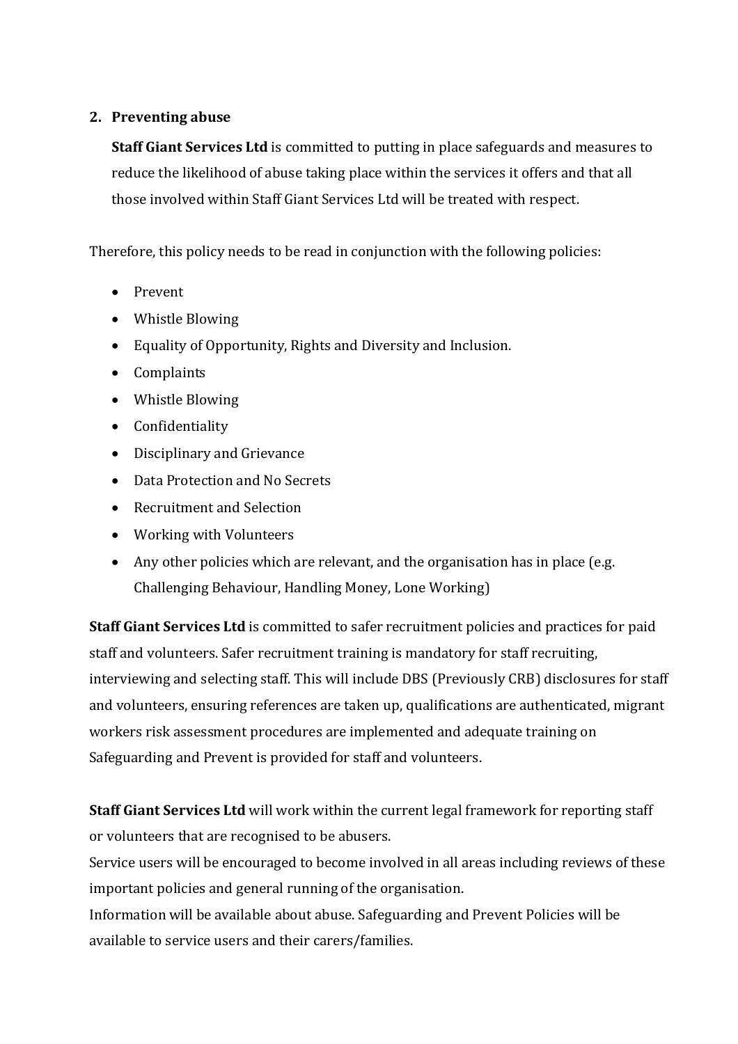## 2. Preventing abuse

**Staff Giant Services Ltd** is committed to putting in place safeguards and measures to reduce the likelihood of abuse taking place within the services it offers and that all those involved within Staff Giant Services Ltd will be treated with respect.

Therefore, this policy needs to be read in conjunction with the following policies:

- Prevent
- Whistle Blowing
- Equality of Opportunity, Rights and Diversity and Inclusion.
- Complaints
- Whistle Blowing
- Confidentiality
- Disciplinary and Grievance
- Data Protection and No Secrets
- Recruitment and Selection
- Working with Volunteers
- Any other policies which are relevant, and the organisation has in place (e.g. Challenging Behaviour, Handling Money, Lone Working)

**Staff Giant Services Ltd** is committed to safer recruitment policies and practices for paid staff and volunteers. Safer recruitment training is mandatory for staff recruiting, interviewing and selecting staff. This will include DBS (Previously CRB) disclosures for staff and volunteers, ensuring references are taken up, qualifications are authenticated, migrant workers risk assessment procedures are implemented and adequate training on Safeguarding and Prevent is provided for staff and volunteers.

**Staff Giant Services Ltd** will work within the current legal framework for reporting staff or volunteers that are recognised to be abusers.
Service users will be encouraged to become involved in all areas including reviews of these important policies and general running of the organisation.
Information will be available about abuse. Safeguarding and Prevent Policies will be available to service users and their carers/families.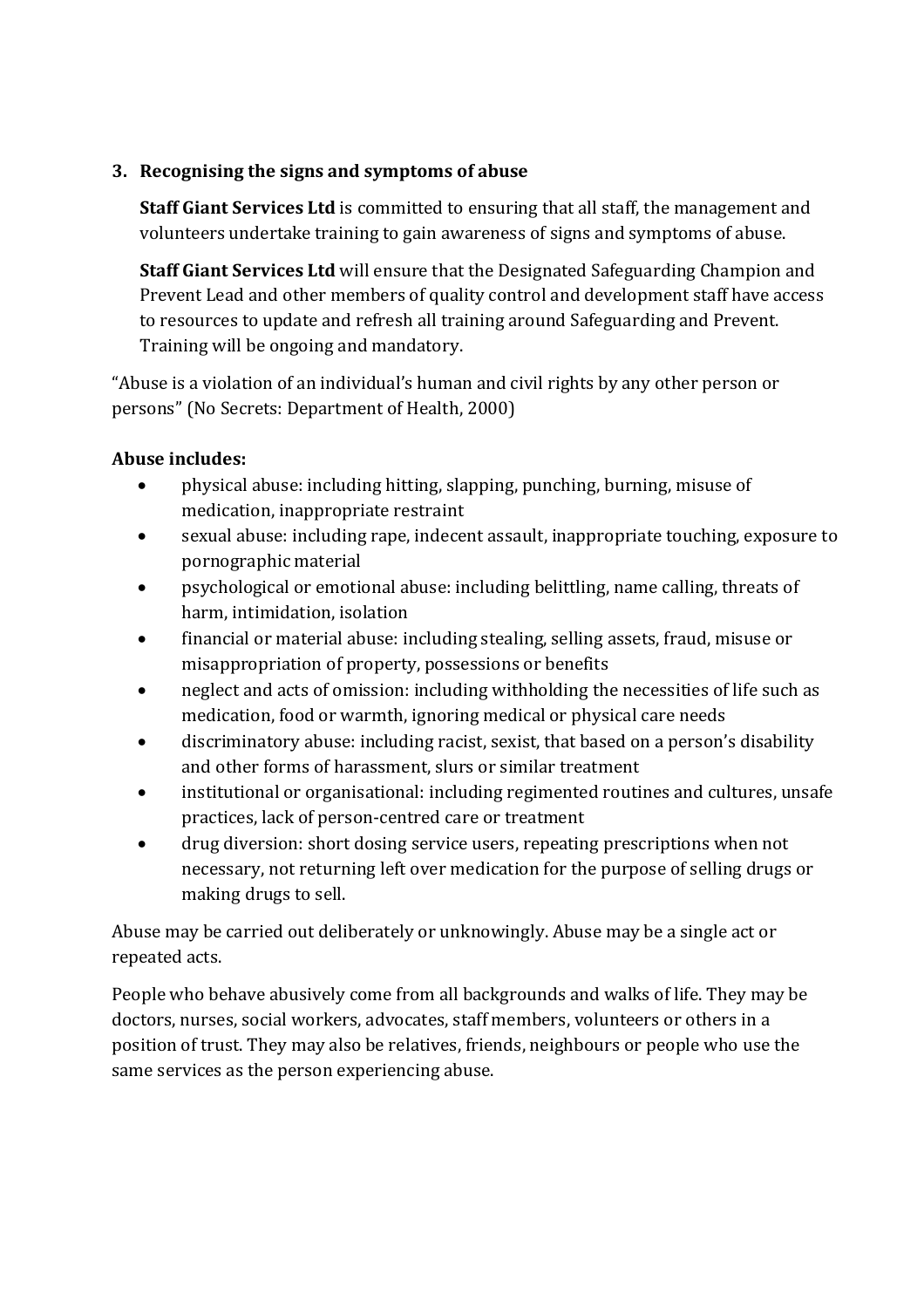## 3. Recognising the signs and symptoms of abuse

**Staff Giant Services Ltd** is committed to ensuring that all staff, the management and volunteers undertake training to gain awareness of signs and symptoms of abuse.

**Staff Giant Services Ltd** will ensure that the Designated Safeguarding Champion and Prevent Lead and other members of quality control and development staff have access to resources to update and refresh all training around Safeguarding and Prevent. Training will be ongoing and mandatory.

"Abuse is a violation of an individual's human and civil rights by any other person or persons" (No Secrets: Department of Health, 2000)

**Abuse includes:**

- physical abuse: including hitting, slapping, punching, burning, misuse of medication, inappropriate restraint
- sexual abuse: including rape, indecent assault, inappropriate touching, exposure to pornographic material
- psychological or emotional abuse: including belittling, name calling, threats of harm, intimidation, isolation
- financial or material abuse: including stealing, selling assets, fraud, misuse or misappropriation of property, possessions or benefits
- neglect and acts of omission: including withholding the necessities of life such as medication, food or warmth, ignoring medical or physical care needs
- discriminatory abuse: including racist, sexist, that based on a person's disability and other forms of harassment, slurs or similar treatment
- institutional or organisational: including regimented routines and cultures, unsafe practices, lack of person-centred care or treatment
- drug diversion: short dosing service users, repeating prescriptions when not necessary, not returning left over medication for the purpose of selling drugs or making drugs to sell.

Abuse may be carried out deliberately or unknowingly. Abuse may be a single act or repeated acts.

People who behave abusively come from all backgrounds and walks of life. They may be doctors, nurses, social workers, advocates, staff members, volunteers or others in a position of trust. They may also be relatives, friends, neighbours or people who use the same services as the person experiencing abuse.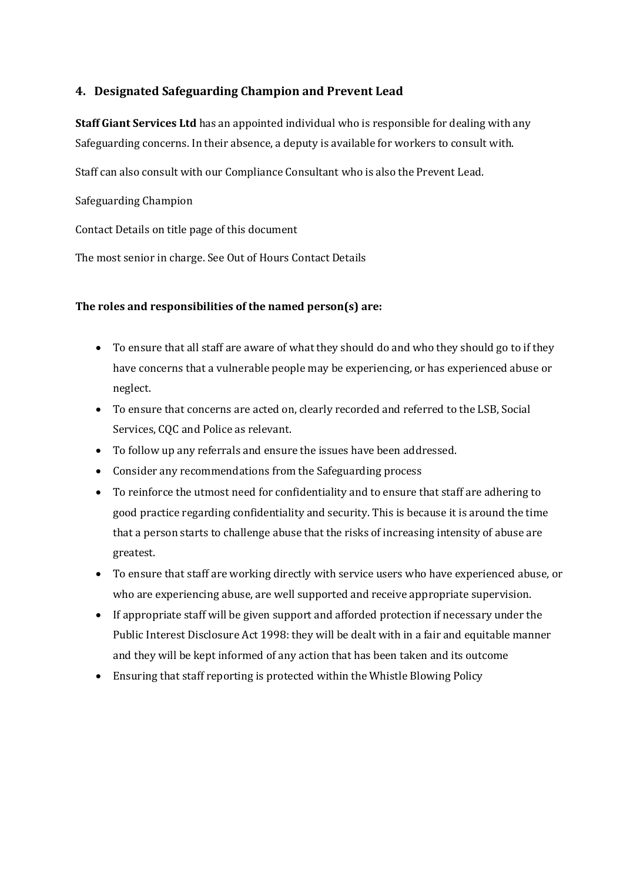## 4. Designated Safeguarding Champion and Prevent Lead

**Staff Giant Services Ltd** has an appointed individual who is responsible for dealing with any Safeguarding concerns. In their absence, a deputy is available for workers to consult with.

Staff can also consult with our Compliance Consultant who is also the Prevent Lead.

Safeguarding Champion

Contact Details on title page of this document

The most senior in charge. See Out of Hours Contact Details

**The roles and responsibilities of the named person(s) are:**

- To ensure that all staff are aware of what they should do and who they should go to if they have concerns that a vulnerable people may be experiencing, or has experienced abuse or neglect.
- To ensure that concerns are acted on, clearly recorded and referred to the LSB, Social Services, CQC and Police as relevant.
- To follow up any referrals and ensure the issues have been addressed.
- Consider any recommendations from the Safeguarding process
- To reinforce the utmost need for confidentiality and to ensure that staff are adhering to good practice regarding confidentiality and security. This is because it is around the time that a person starts to challenge abuse that the risks of increasing intensity of abuse are greatest.
- To ensure that staff are working directly with service users who have experienced abuse, or who are experiencing abuse, are well supported and receive appropriate supervision.
- If appropriate staff will be given support and afforded protection if necessary under the Public Interest Disclosure Act 1998: they will be dealt with in a fair and equitable manner and they will be kept informed of any action that has been taken and its outcome
- Ensuring that staff reporting is protected within the Whistle Blowing Policy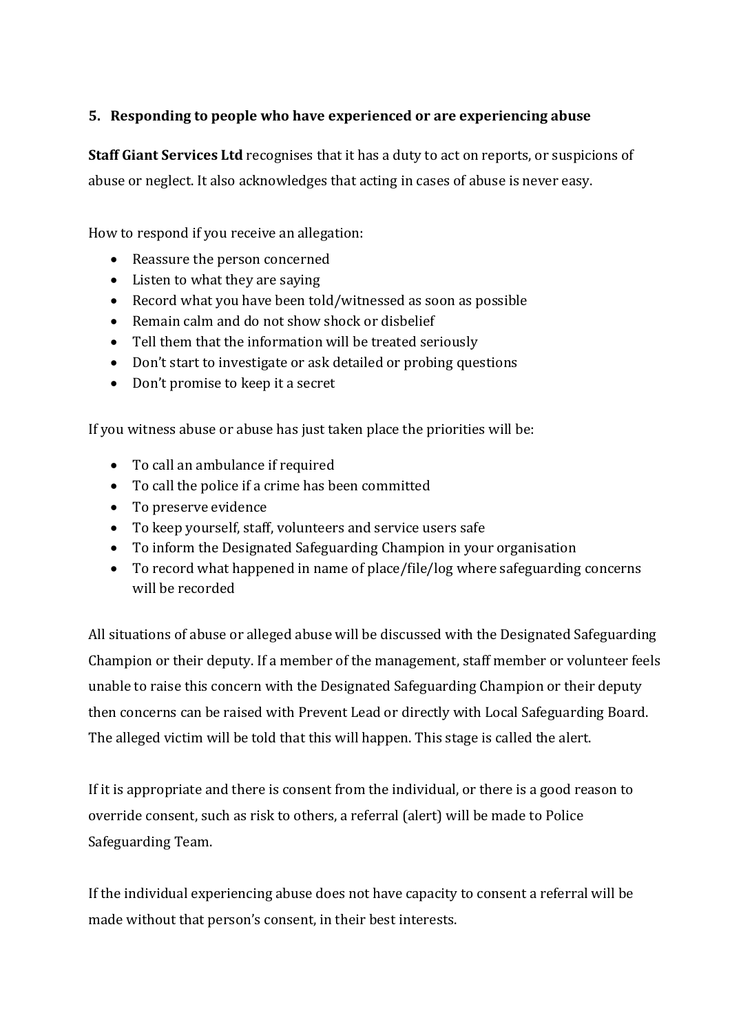## 5. Responding to people who have experienced or are experiencing abuse

**Staff Giant Services Ltd** recognises that it has a duty to act on reports, or suspicions of abuse or neglect. It also acknowledges that acting in cases of abuse is never easy.

How to respond if you receive an allegation:

- Reassure the person concerned
- Listen to what they are saying
- Record what you have been told/witnessed as soon as possible
- Remain calm and do not show shock or disbelief
- Tell them that the information will be treated seriously
- Don't start to investigate or ask detailed or probing questions
- Don't promise to keep it a secret

If you witness abuse or abuse has just taken place the priorities will be:

- To call an ambulance if required
- To call the police if a crime has been committed
- To preserve evidence
- To keep yourself, staff, volunteers and service users safe
- To inform the Designated Safeguarding Champion in your organisation
- To record what happened in name of place/file/log where safeguarding concerns will be recorded

All situations of abuse or alleged abuse will be discussed with the Designated Safeguarding Champion or their deputy. If a member of the management, staff member or volunteer feels unable to raise this concern with the Designated Safeguarding Champion or their deputy then concerns can be raised with Prevent Lead or directly with Local Safeguarding Board. The alleged victim will be told that this will happen. This stage is called the alert.

If it is appropriate and there is consent from the individual, or there is a good reason to override consent, such as risk to others, a referral (alert) will be made to Police Safeguarding Team.

If the individual experiencing abuse does not have capacity to consent a referral will be made without that person's consent, in their best interests.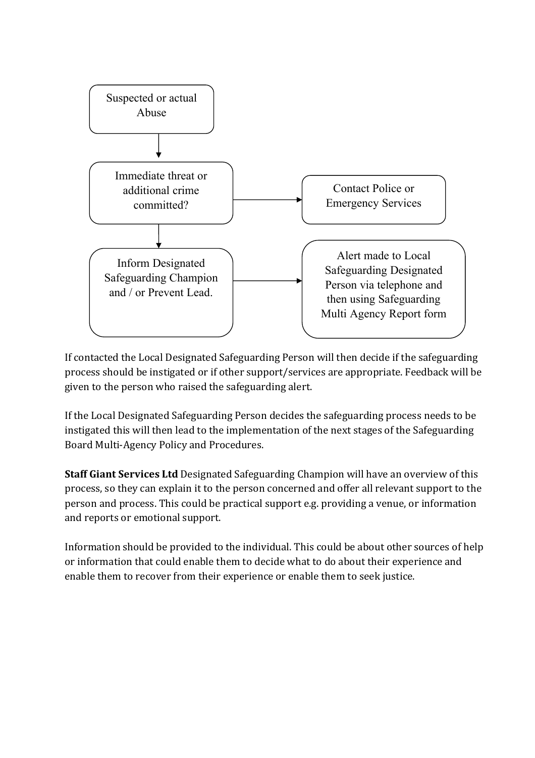Suspected or actual Abuse

↓

Immediate threat or additional crime committed? → Contact Police or Emergency Services

↓

Inform Designated Safeguarding Champion and / or Prevent Lead. → Alert made to Local Safeguarding Designated Person via telephone and then using Safeguarding Multi Agency Report form

If contacted the Local Designated Safeguarding Person will then decide if the safeguarding process should be instigated or if other support/services are appropriate. Feedback will be given to the person who raised the safeguarding alert.

If the Local Designated Safeguarding Person decides the safeguarding process needs to be instigated this will then lead to the implementation of the next stages of the Safeguarding Board Multi-Agency Policy and Procedures.

**Staff Giant Services Ltd** Designated Safeguarding Champion will have an overview of this process, so they can explain it to the person concerned and offer all relevant support to the person and process. This could be practical support e.g. providing a venue, or information and reports or emotional support.

Information should be provided to the individual. This could be about other sources of help or information that could enable them to decide what to do about their experience and enable them to recover from their experience or enable them to seek justice.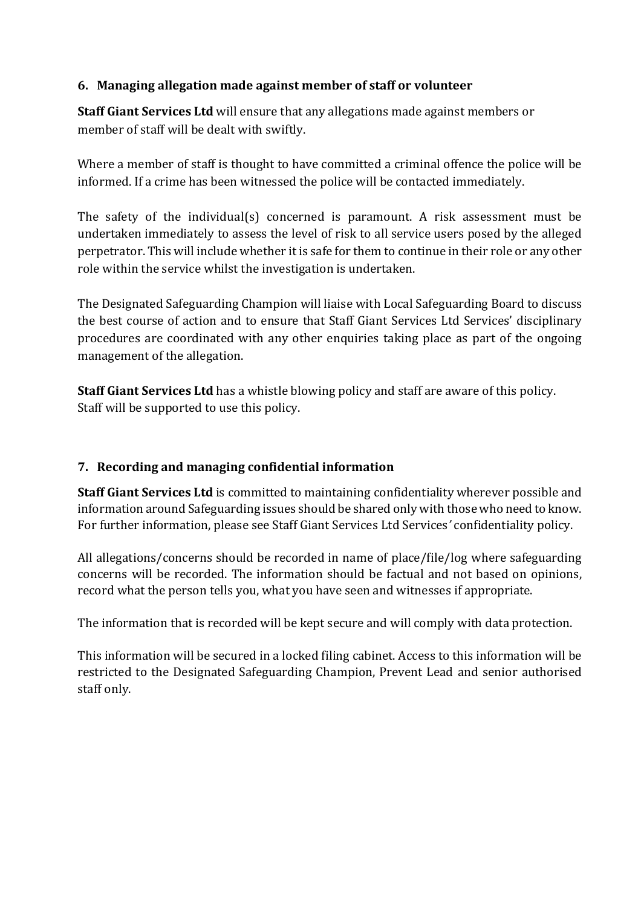## 6. Managing allegation made against member of staff or volunteer

**Staff Giant Services Ltd** will ensure that any allegations made against members or member of staff will be dealt with swiftly.

Where a member of staff is thought to have committed a criminal offence the police will be informed. If a crime has been witnessed the police will be contacted immediately.

The safety of the individual(s) concerned is paramount. A risk assessment must be undertaken immediately to assess the level of risk to all service users posed by the alleged perpetrator. This will include whether it is safe for them to continue in their role or any other role within the service whilst the investigation is undertaken.

The Designated Safeguarding Champion will liaise with Local Safeguarding Board to discuss the best course of action and to ensure that Staff Giant Services Ltd Services' disciplinary procedures are coordinated with any other enquiries taking place as part of the ongoing management of the allegation.

**Staff Giant Services Ltd** has a whistle blowing policy and staff are aware of this policy. Staff will be supported to use this policy.

## 7. Recording and managing confidential information

**Staff Giant Services Ltd** is committed to maintaining confidentiality wherever possible and information around Safeguarding issues should be shared only with those who need to know. For further information, please see Staff Giant Services Ltd Services' confidentiality policy.

All allegations/concerns should be recorded in name of place/file/log where safeguarding concerns will be recorded. The information should be factual and not based on opinions, record what the person tells you, what you have seen and witnesses if appropriate.

The information that is recorded will be kept secure and will comply with data protection.

This information will be secured in a locked filing cabinet. Access to this information will be restricted to the Designated Safeguarding Champion, Prevent Lead and senior authorised staff only.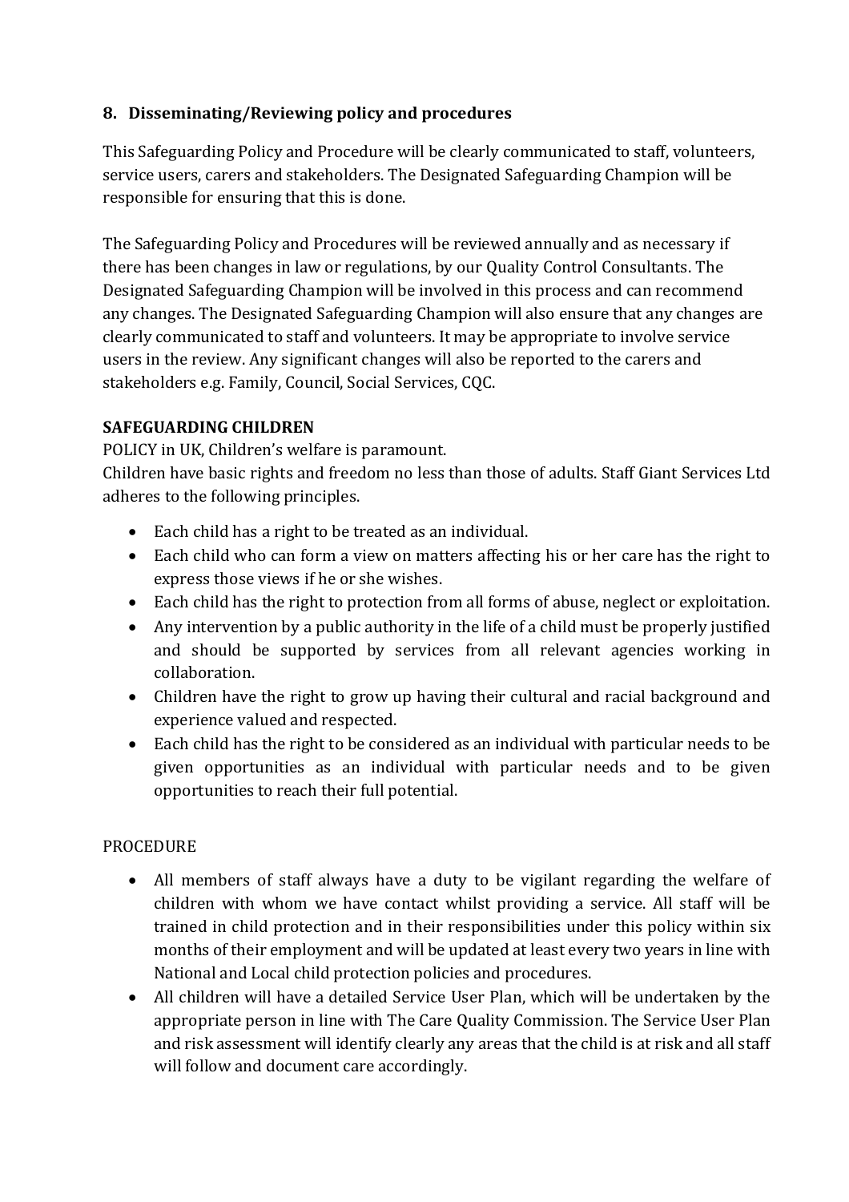## 8. Disseminating/Reviewing policy and procedures

This Safeguarding Policy and Procedure will be clearly communicated to staff, volunteers, service users, carers and stakeholders. The Designated Safeguarding Champion will be responsible for ensuring that this is done.

The Safeguarding Policy and Procedures will be reviewed annually and as necessary if there has been changes in law or regulations, by our Quality Control Consultants. The Designated Safeguarding Champion will be involved in this process and can recommend any changes. The Designated Safeguarding Champion will also ensure that any changes are clearly communicated to staff and volunteers. It may be appropriate to involve service users in the review. Any significant changes will also be reported to the carers and stakeholders e.g. Family, Council, Social Services, CQC.

**SAFEGUARDING CHILDREN**

POLICY in UK, Children's welfare is paramount.
Children have basic rights and freedom no less than those of adults. Staff Giant Services Ltd adheres to the following principles.

- Each child has a right to be treated as an individual.
- Each child who can form a view on matters affecting his or her care has the right to express those views if he or she wishes.
- Each child has the right to protection from all forms of abuse, neglect or exploitation.
- Any intervention by a public authority in the life of a child must be properly justified and should be supported by services from all relevant agencies working in collaboration.
- Children have the right to grow up having their cultural and racial background and experience valued and respected.
- Each child has the right to be considered as an individual with particular needs to be given opportunities as an individual with particular needs and to be given opportunities to reach their full potential.

PROCEDURE

- All members of staff always have a duty to be vigilant regarding the welfare of children with whom we have contact whilst providing a service. All staff will be trained in child protection and in their responsibilities under this policy within six months of their employment and will be updated at least every two years in line with National and Local child protection policies and procedures.
- All children will have a detailed Service User Plan, which will be undertaken by the appropriate person in line with The Care Quality Commission. The Service User Plan and risk assessment will identify clearly any areas that the child is at risk and all staff will follow and document care accordingly.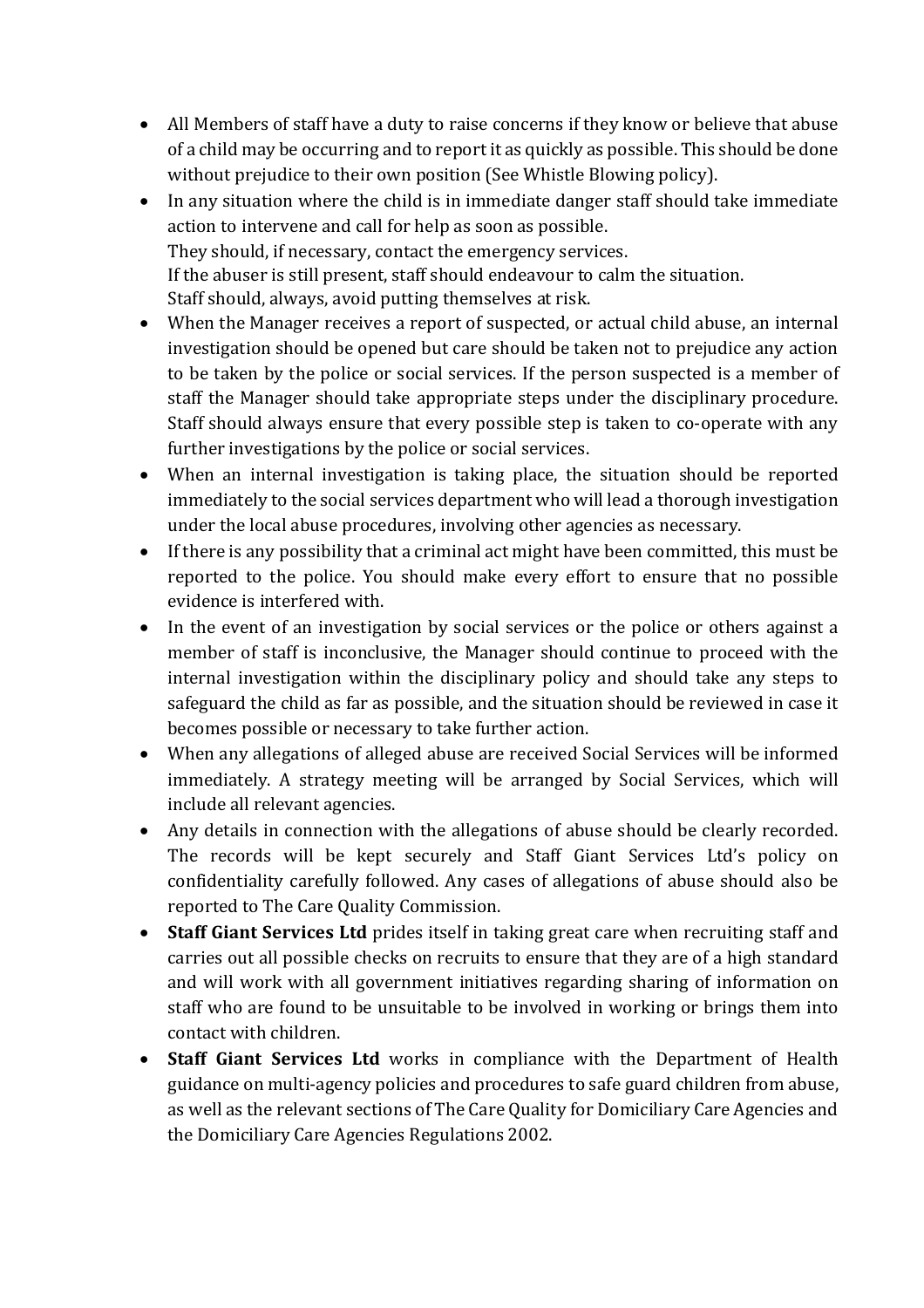- All Members of staff have a duty to raise concerns if they know or believe that abuse of a child may be occurring and to report it as quickly as possible. This should be done without prejudice to their own position (See Whistle Blowing policy).
- In any situation where the child is in immediate danger staff should take immediate action to intervene and call for help as soon as possible.
  They should, if necessary, contact the emergency services.
  If the abuser is still present, staff should endeavour to calm the situation.
  Staff should, always, avoid putting themselves at risk.
- When the Manager receives a report of suspected, or actual child abuse, an internal investigation should be opened but care should be taken not to prejudice any action to be taken by the police or social services. If the person suspected is a member of staff the Manager should take appropriate steps under the disciplinary procedure. Staff should always ensure that every possible step is taken to co-operate with any further investigations by the police or social services.
- When an internal investigation is taking place, the situation should be reported immediately to the social services department who will lead a thorough investigation under the local abuse procedures, involving other agencies as necessary.
- If there is any possibility that a criminal act might have been committed, this must be reported to the police. You should make every effort to ensure that no possible evidence is interfered with.
- In the event of an investigation by social services or the police or others against a member of staff is inconclusive, the Manager should continue to proceed with the internal investigation within the disciplinary policy and should take any steps to safeguard the child as far as possible, and the situation should be reviewed in case it becomes possible or necessary to take further action.
- When any allegations of alleged abuse are received Social Services will be informed immediately. A strategy meeting will be arranged by Social Services, which will include all relevant agencies.
- Any details in connection with the allegations of abuse should be clearly recorded. The records will be kept securely and Staff Giant Services Ltd's policy on confidentiality carefully followed. Any cases of allegations of abuse should also be reported to The Care Quality Commission.
- **Staff Giant Services Ltd** prides itself in taking great care when recruiting staff and carries out all possible checks on recruits to ensure that they are of a high standard and will work with all government initiatives regarding sharing of information on staff who are found to be unsuitable to be involved in working or brings them into contact with children.
- **Staff Giant Services Ltd** works in compliance with the Department of Health guidance on multi-agency policies and procedures to safe guard children from abuse, as well as the relevant sections of The Care Quality for Domiciliary Care Agencies and the Domiciliary Care Agencies Regulations 2002.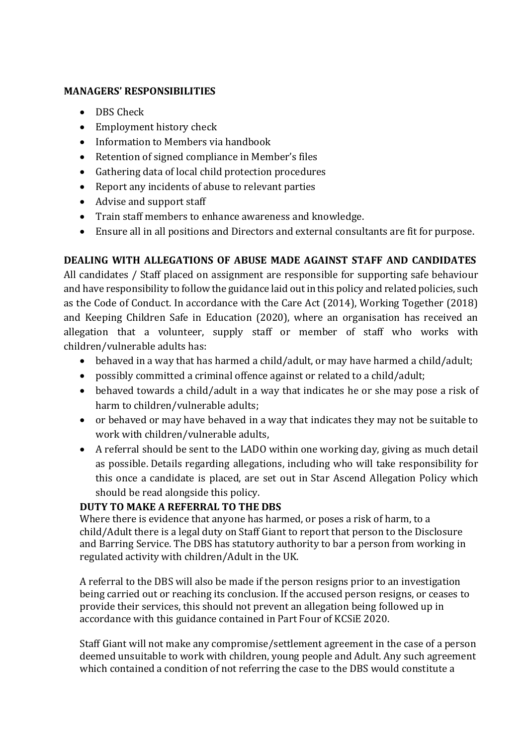**MANAGERS' RESPONSIBILITIES**

- DBS Check
- Employment history check
- Information to Members via handbook
- Retention of signed compliance in Member's files
- Gathering data of local child protection procedures
- Report any incidents of abuse to relevant parties
- Advise and support staff
- Train staff members to enhance awareness and knowledge.
- Ensure all in all positions and Directors and external consultants are fit for purpose.

**DEALING WITH ALLEGATIONS OF ABUSE MADE AGAINST STAFF AND CANDIDATES**

All candidates / Staff placed on assignment are responsible for supporting safe behaviour and have responsibility to follow the guidance laid out in this policy and related policies, such as the Code of Conduct. In accordance with the Care Act (2014), Working Together (2018) and Keeping Children Safe in Education (2020), where an organisation has received an allegation that a volunteer, supply staff or member of staff who works with children/vulnerable adults has:

- behaved in a way that has harmed a child/adult, or may have harmed a child/adult;
- possibly committed a criminal offence against or related to a child/adult;
- behaved towards a child/adult in a way that indicates he or she may pose a risk of harm to children/vulnerable adults;
- or behaved or may have behaved in a way that indicates they may not be suitable to work with children/vulnerable adults,
- A referral should be sent to the LADO within one working day, giving as much detail as possible. Details regarding allegations, including who will take responsibility for this once a candidate is placed, are set out in Star Ascend Allegation Policy which should be read alongside this policy.

**DUTY TO MAKE A REFERRAL TO THE DBS**

Where there is evidence that anyone has harmed, or poses a risk of harm, to a child/Adult there is a legal duty on Staff Giant to report that person to the Disclosure and Barring Service. The DBS has statutory authority to bar a person from working in regulated activity with children/Adult in the UK.

A referral to the DBS will also be made if the person resigns prior to an investigation being carried out or reaching its conclusion. If the accused person resigns, or ceases to provide their services, this should not prevent an allegation being followed up in accordance with this guidance contained in Part Four of KCSiE 2020.

Staff Giant will not make any compromise/settlement agreement in the case of a person deemed unsuitable to work with children, young people and Adult. Any such agreement which contained a condition of not referring the case to the DBS would constitute a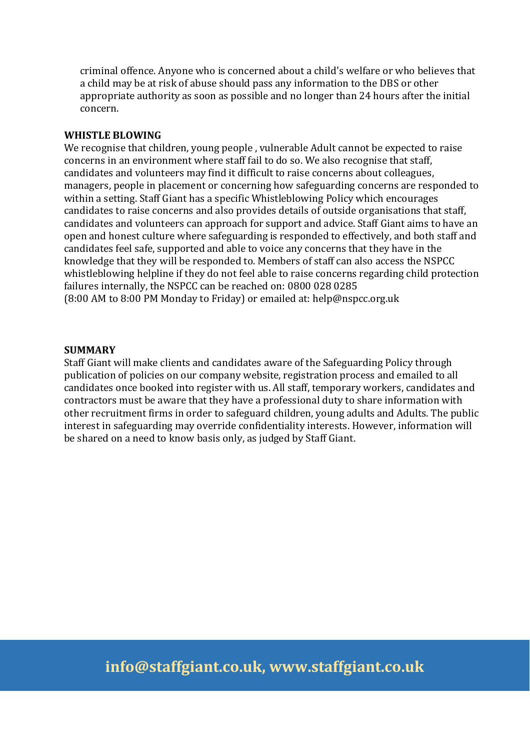criminal offence. Anyone who is concerned about a child's welfare or who believes that a child may be at risk of abuse should pass any information to the DBS or other appropriate authority as soon as possible and no longer than 24 hours after the initial concern.

**WHISTLE BLOWING**

We recognise that children, young people , vulnerable Adult cannot be expected to raise concerns in an environment where staff fail to do so. We also recognise that staff, candidates and volunteers may find it difficult to raise concerns about colleagues, managers, people in placement or concerning how safeguarding concerns are responded to within a setting. Staff Giant has a specific Whistleblowing Policy which encourages candidates to raise concerns and also provides details of outside organisations that staff, candidates and volunteers can approach for support and advice. Staff Giant aims to have an open and honest culture where safeguarding is responded to effectively, and both staff and candidates feel safe, supported and able to voice any concerns that they have in the knowledge that they will be responded to. Members of staff can also access the NSPCC whistleblowing helpline if they do not feel able to raise concerns regarding child protection failures internally, the NSPCC can be reached on: 0800 028 0285
(8:00 AM to 8:00 PM Monday to Friday) or emailed at: help@nspcc.org.uk

**SUMMARY**

Staff Giant will make clients and candidates aware of the Safeguarding Policy through publication of policies on our company website, registration process and emailed to all candidates once booked into register with us. All staff, temporary workers, candidates and contractors must be aware that they have a professional duty to share information with other recruitment firms in order to safeguard children, young adults and Adults. The public interest in safeguarding may override confidentiality interests. However, information will be shared on a need to know basis only, as judged by Staff Giant.